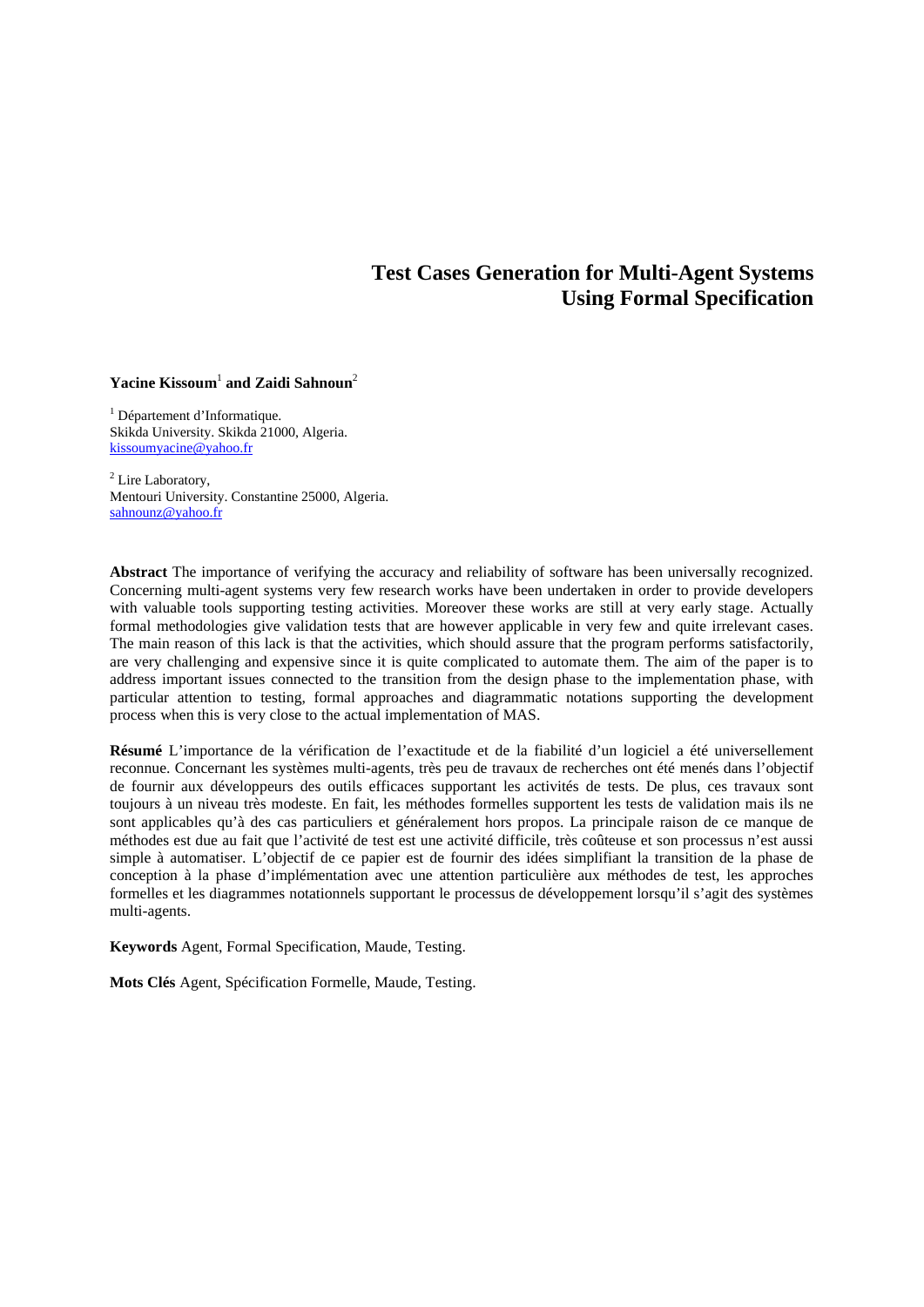# Test Cases Generation for Multi-Agent Systems Using Formal Specification

**Yacine Kissoum**[1] **and Zaidi Sahnoun**[2]

[1] Département d'Informatique.
Skikda University. Skikda 21000, Algeria.
kissoumyacine@yahoo.fr

[2] Lire Laboratory,
Mentouri University. Constantine 25000, Algeria.
sahnounz@yahoo.fr

**Abstract** The importance of verifying the accuracy and reliability of software has been universally recognized. Concerning multi-agent systems very few research works have been undertaken in order to provide developers with valuable tools supporting testing activities. Moreover these works are still at very early stage. Actually formal methodologies give validation tests that are however applicable in very few and quite irrelevant cases. The main reason of this lack is that the activities, which should assure that the program performs satisfactorily, are very challenging and expensive since it is quite complicated to automate them. The aim of the paper is to address important issues connected to the transition from the design phase to the implementation phase, with particular attention to testing, formal approaches and diagrammatic notations supporting the development process when this is very close to the actual implementation of MAS.

**Résumé** L'importance de la vérification de l'exactitude et de la fiabilité d'un logiciel a été universellement reconnue. Concernant les systèmes multi-agents, très peu de travaux de recherches ont été menés dans l'objectif de fournir aux développeurs des outils efficaces supportant les activités de tests. De plus, ces travaux sont toujours à un niveau très modeste. En fait, les méthodes formelles supportent les tests de validation mais ils ne sont applicables qu'à des cas particuliers et généralement hors propos. La principale raison de ce manque de méthodes est due au fait que l'activité de test est une activité difficile, très coûteuse et son processus n'est aussi simple à automatiser. L'objectif de ce papier est de fournir des idées simplifiant la transition de la phase de conception à la phase d'implémentation avec une attention particulière aux méthodes de test, les approches formelles et les diagrammes notationnels supportant le processus de développement lorsqu'il s'agit des systèmes multi-agents.

**Keywords** Agent, Formal Specification, Maude, Testing.

**Mots Clés** Agent, Spécification Formelle, Maude, Testing.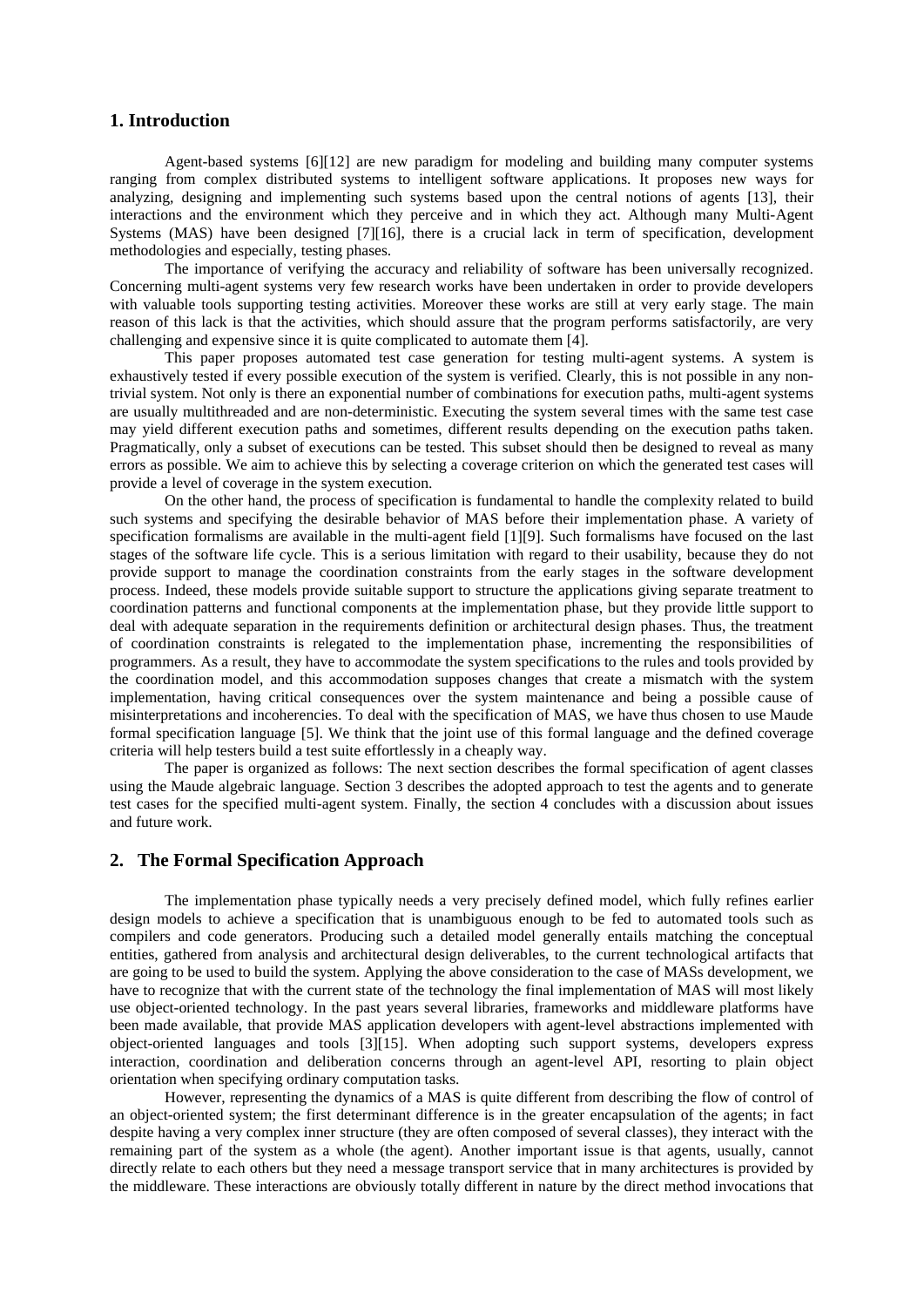## 1. Introduction

Agent-based systems [6][12] are new paradigm for modeling and building many computer systems ranging from complex distributed systems to intelligent software applications. It proposes new ways for analyzing, designing and implementing such systems based upon the central notions of agents [13], their interactions and the environment which they perceive and in which they act. Although many Multi-Agent Systems (MAS) have been designed [7][16], there is a crucial lack in term of specification, development methodologies and especially, testing phases.

The importance of verifying the accuracy and reliability of software has been universally recognized. Concerning multi-agent systems very few research works have been undertaken in order to provide developers with valuable tools supporting testing activities. Moreover these works are still at very early stage. The main reason of this lack is that the activities, which should assure that the program performs satisfactorily, are very challenging and expensive since it is quite complicated to automate them [4].

This paper proposes automated test case generation for testing multi-agent systems. A system is exhaustively tested if every possible execution of the system is verified. Clearly, this is not possible in any non-trivial system. Not only is there an exponential number of combinations for execution paths, multi-agent systems are usually multithreaded and are non-deterministic. Executing the system several times with the same test case may yield different execution paths and sometimes, different results depending on the execution paths taken. Pragmatically, only a subset of executions can be tested. This subset should then be designed to reveal as many errors as possible. We aim to achieve this by selecting a coverage criterion on which the generated test cases will provide a level of coverage in the system execution.

On the other hand, the process of specification is fundamental to handle the complexity related to build such systems and specifying the desirable behavior of MAS before their implementation phase. A variety of specification formalisms are available in the multi-agent field [1][9]. Such formalisms have focused on the last stages of the software life cycle. This is a serious limitation with regard to their usability, because they do not provide support to manage the coordination constraints from the early stages in the software development process. Indeed, these models provide suitable support to structure the applications giving separate treatment to coordination patterns and functional components at the implementation phase, but they provide little support to deal with adequate separation in the requirements definition or architectural design phases. Thus, the treatment of coordination constraints is relegated to the implementation phase, incrementing the responsibilities of programmers. As a result, they have to accommodate the system specifications to the rules and tools provided by the coordination model, and this accommodation supposes changes that create a mismatch with the system implementation, having critical consequences over the system maintenance and being a possible cause of misinterpretations and incoherencies. To deal with the specification of MAS, we have thus chosen to use Maude formal specification language [5]. We think that the joint use of this formal language and the defined coverage criteria will help testers build a test suite effortlessly in a cheaply way.

The paper is organized as follows: The next section describes the formal specification of agent classes using the Maude algebraic language. Section 3 describes the adopted approach to test the agents and to generate test cases for the specified multi-agent system. Finally, the section 4 concludes with a discussion about issues and future work.

## 2. The Formal Specification Approach

The implementation phase typically needs a very precisely defined model, which fully refines earlier design models to achieve a specification that is unambiguous enough to be fed to automated tools such as compilers and code generators. Producing such a detailed model generally entails matching the conceptual entities, gathered from analysis and architectural design deliverables, to the current technological artifacts that are going to be used to build the system. Applying the above consideration to the case of MASs development, we have to recognize that with the current state of the technology the final implementation of MAS will most likely use object-oriented technology. In the past years several libraries, frameworks and middleware platforms have been made available, that provide MAS application developers with agent-level abstractions implemented with object-oriented languages and tools [3][15]. When adopting such support systems, developers express interaction, coordination and deliberation concerns through an agent-level API, resorting to plain object orientation when specifying ordinary computation tasks.

However, representing the dynamics of a MAS is quite different from describing the flow of control of an object-oriented system; the first determinant difference is in the greater encapsulation of the agents; in fact despite having a very complex inner structure (they are often composed of several classes), they interact with the remaining part of the system as a whole (the agent). Another important issue is that agents, usually, cannot directly relate to each others but they need a message transport service that in many architectures is provided by the middleware. These interactions are obviously totally different in nature by the direct method invocations that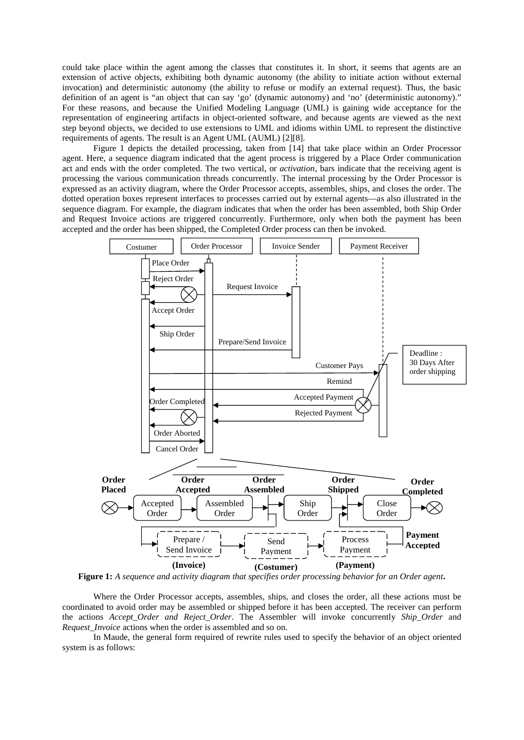could take place within the agent among the classes that constitutes it. In short, it seems that agents are an extension of active objects, exhibiting both dynamic autonomy (the ability to initiate action without external invocation) and deterministic autonomy (the ability to refuse or modify an external request). Thus, the basic definition of an agent is "an object that can say 'go' (dynamic autonomy) and 'no' (deterministic autonomy)." For these reasons, and because the Unified Modeling Language (UML) is gaining wide acceptance for the representation of engineering artifacts in object-oriented software, and because agents are viewed as the next step beyond objects, we decided to use extensions to UML and idioms within UML to represent the distinctive requirements of agents. The result is an Agent UML (AUML) [2][8].

Figure 1 depicts the detailed processing, taken from [14] that take place within an Order Processor agent. Here, a sequence diagram indicated that the agent process is triggered by a Place Order communication act and ends with the order completed. The two vertical, or *activation*, bars indicate that the receiving agent is processing the various communication threads concurrently. The internal processing by the Order Processor is expressed as an activity diagram, where the Order Processor accepts, assembles, ships, and closes the order. The dotted operation boxes represent interfaces to processes carried out by external agents—as also illustrated in the sequence diagram. For example, the diagram indicates that when the order has been assembled, both Ship Order and Request Invoice actions are triggered concurrently. Furthermore, only when both the payment has been accepted and the order has been shipped, the Completed Order process can then be invoked.

**Figure 1:** *A sequence and activity diagram that specifies order processing behavior for an Order agent***.**

Where the Order Processor accepts, assembles, ships, and closes the order, all these actions must be coordinated to avoid order may be assembled or shipped before it has been accepted. The receiver can perform the actions *Accept_Order and Reject_Order*. The Assembler will invoke concurrently *Ship_Order* and *Request_Invoice* actions when the order is assembled and so on.

In Maude, the general form required of rewrite rules used to specify the behavior of an object oriented system is as follows: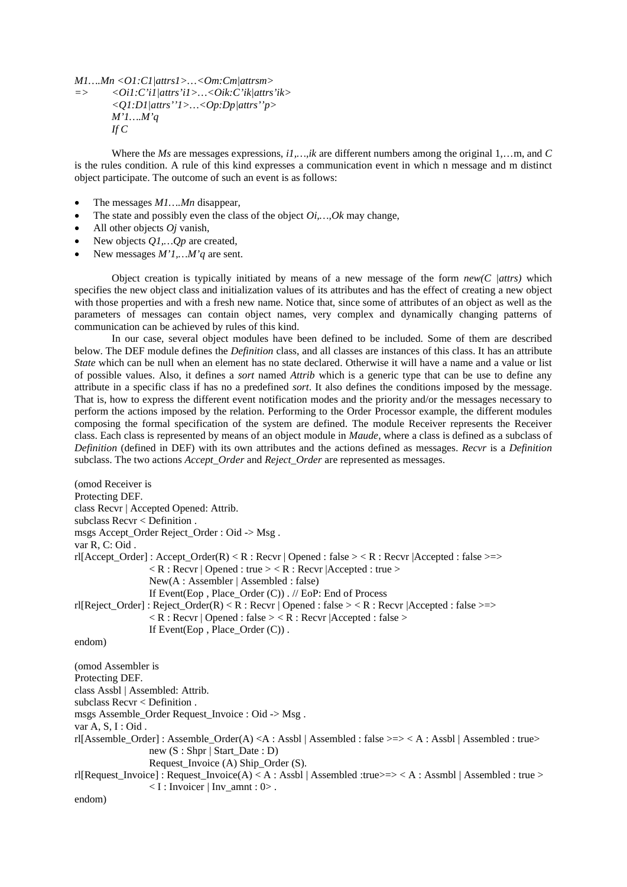*M1….Mn <O1:C1|attrs1>…<Om:Cm|attrsm>*  
*=> <Oi1:C'i1|attrs'i1>…<Oik:C'ik|attrs'ik>*  
*<Q1:D1|attrs''1>…<Op:Dp|attrs''p>*  
*M'1….M'q*  
*If C*

Where the *Ms* are messages expressions, *i1,…,ik* are different numbers among the original 1,…m, and *C* is the rules condition. A rule of this kind expresses a communication event in which n message and m distinct object participate. The outcome of such an event is as follows:

- The messages *M1….Mn* disappear,
- The state and possibly even the class of the object *Oi,…,Ok* may change,
- All other objects *Oj* vanish,
- New objects *Q1,…Qp* are created,
- New messages *M'1,…M'q* are sent.

Object creation is typically initiated by means of a new message of the form *new(C |attrs)* which specifies the new object class and initialization values of its attributes and has the effect of creating a new object with those properties and with a fresh new name. Notice that, since some of attributes of an object as well as the parameters of messages can contain object names, very complex and dynamically changing patterns of communication can be achieved by rules of this kind.

In our case, several object modules have been defined to be included. Some of them are described below. The DEF module defines the *Definition* class, and all classes are instances of this class. It has an attribute *State* which can be null when an element has no state declared. Otherwise it will have a name and a value or list of possible values. Also, it defines a *sort* named *Attrib* which is a generic type that can be use to define any attribute in a specific class if has no a predefined *sort*. It also defines the conditions imposed by the message. That is, how to express the different event notification modes and the priority and/or the messages necessary to perform the actions imposed by the relation. Performing to the Order Processor example, the different modules composing the formal specification of the system are defined. The module Receiver represents the Receiver class. Each class is represented by means of an object module in *Maude*, where a class is defined as a subclass of *Definition* (defined in DEF) with its own attributes and the actions defined as messages. *Recvr* is a *Definition* subclass. The two actions *Accept_Order* and *Reject_Order* are represented as messages.

```
(omod Receiver is
Protecting DEF.
class Recvr | Accepted Opened: Attrib.
subclass Recvr < Definition .
msgs Accept_Order Reject_Order : Oid -> Msg .
var R, C: Oid .
rl[Accept_Order] : Accept_Order(R) < R : Recvr | Opened : false > < R : Recvr |Accepted : false >=>
                    < R : Recvr | Opened : true > < R : Recvr |Accepted : true >
                    New(A : Assembler | Assembled : false)
                    If Event(Eop , Place_Order (C)) . // EoP: End of Process
rl[Reject_Order] : Reject_Order(R) < R : Recvr | Opened : false > < R : Recvr |Accepted : false >=>
                    < R : Recvr | Opened : false > < R : Recvr |Accepted : false >
                    If Event(Eop , Place_Order (C)) .
endom)

(omod Assembler is
Protecting DEF.
class Assbl | Assembled: Attrib.
subclass Recvr < Definition .
msgs Assemble_Order Request_Invoice : Oid -> Msg .
var A, S, I : Oid .
rl[Assemble_Order] : Assemble_Order(A) <A : Assbl | Assembled : false >=> < A : Assbl | Assembled : true>
                    new (S : Shpr | Start_Date : D)
                    Request_Invoice (A) Ship_Order (S).
rl[Request_Invoice] : Request_Invoice(A) < A : Assbl | Assembled :true>=> < A : Assmbl | Assembled : true >
                    < I : Invoicer | Inv_amnt : 0> .
endom)
```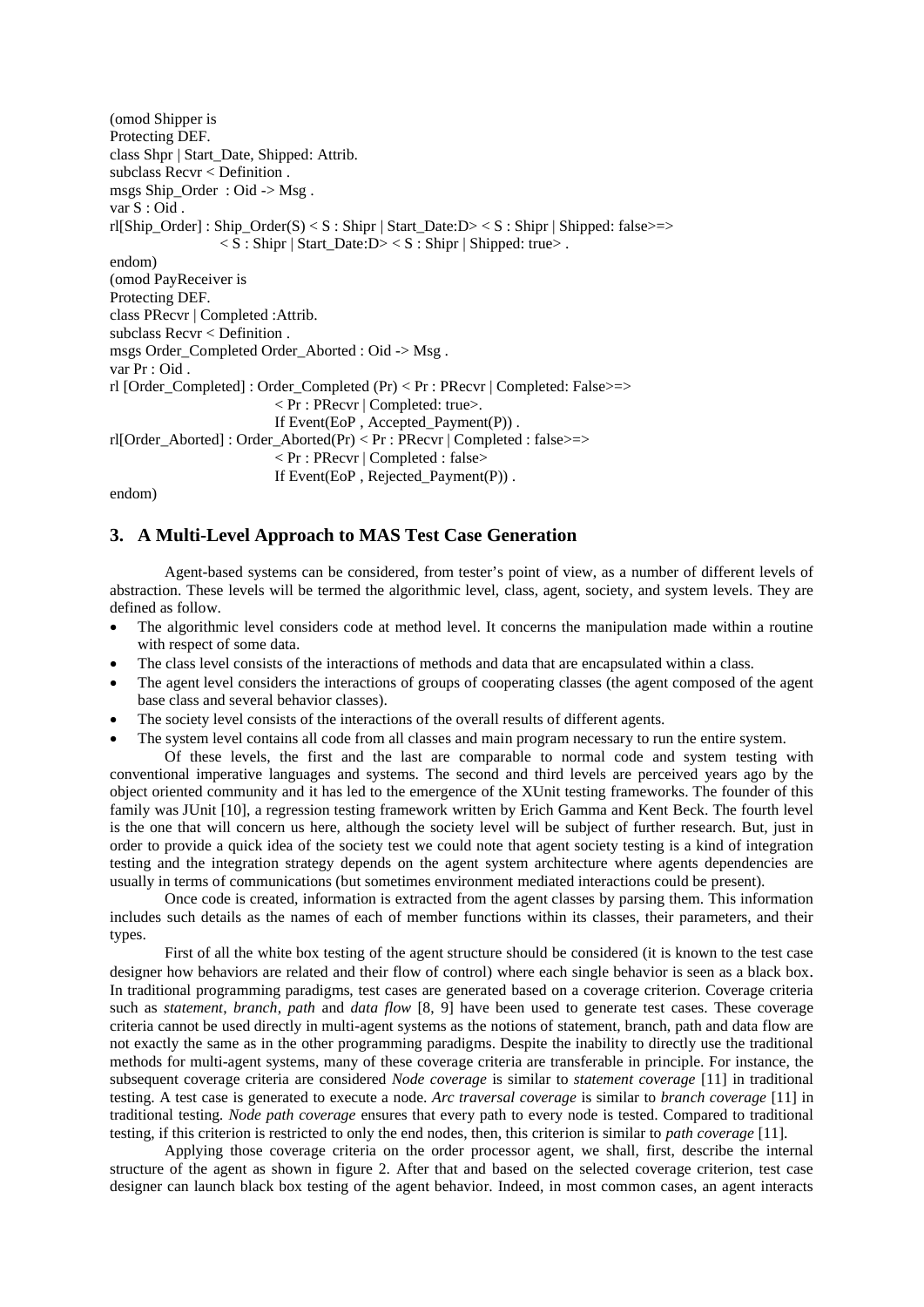```
(omod Shipper is
Protecting DEF.
class Shpr | Start_Date, Shipped: Attrib.
subclass Recvr < Definition .
msgs Ship_Order  : Oid -> Msg .
var S : Oid .
rl[Ship_Order] : Ship_Order(S) < S : Shipr | Start_Date:D> < S : Shipr | Shipped: false>=>
                    < S : Shipr | Start_Date:D> < S : Shipr | Shipped: true> .
endom)
(omod PayReceiver is
Protecting DEF.
class PRecvr | Completed :Attrib.
subclass Recvr < Definition .
msgs Order_Completed Order_Aborted : Oid -> Msg .
var Pr : Oid .
rl [Order_Completed] : Order_Completed (Pr) < Pr : PRecvr | Completed: False>=>
                           < Pr : PRecvr | Completed: true>.
                           If Event(EoP , Accepted_Payment(P)) .
rl[Order_Aborted] : Order_Aborted(Pr) < Pr : PRecvr | Completed : false>=>
                           < Pr : PRecvr | Completed : false>
                           If Event(EoP , Rejected_Payment(P)) .
endom)
```

## 3. A Multi-Level Approach to MAS Test Case Generation

Agent-based systems can be considered, from tester's point of view, as a number of different levels of abstraction. These levels will be termed the algorithmic level, class, agent, society, and system levels. They are defined as follow.

- The algorithmic level considers code at method level. It concerns the manipulation made within a routine with respect of some data.
- The class level consists of the interactions of methods and data that are encapsulated within a class.
- The agent level considers the interactions of groups of cooperating classes (the agent composed of the agent base class and several behavior classes).
- The society level consists of the interactions of the overall results of different agents.
- The system level contains all code from all classes and main program necessary to run the entire system.

Of these levels, the first and the last are comparable to normal code and system testing with conventional imperative languages and systems. The second and third levels are perceived years ago by the object oriented community and it has led to the emergence of the XUnit testing frameworks. The founder of this family was JUnit [10], a regression testing framework written by Erich Gamma and Kent Beck. The fourth level is the one that will concern us here, although the society level will be subject of further research. But, just in order to provide a quick idea of the society test we could note that agent society testing is a kind of integration testing and the integration strategy depends on the agent system architecture where agents dependencies are usually in terms of communications (but sometimes environment mediated interactions could be present).

Once code is created, information is extracted from the agent classes by parsing them. This information includes such details as the names of each of member functions within its classes, their parameters, and their types.

First of all the white box testing of the agent structure should be considered (it is known to the test case designer how behaviors are related and their flow of control) where each single behavior is seen as a black box. In traditional programming paradigms, test cases are generated based on a coverage criterion. Coverage criteria such as *statement*, *branch*, *path* and *data flow* [8, 9] have been used to generate test cases. These coverage criteria cannot be used directly in multi-agent systems as the notions of statement, branch, path and data flow are not exactly the same as in the other programming paradigms. Despite the inability to directly use the traditional methods for multi-agent systems, many of these coverage criteria are transferable in principle. For instance, the subsequent coverage criteria are considered *Node coverage* is similar to *statement coverage* [11] in traditional testing. A test case is generated to execute a node. *Arc traversal coverage* is similar to *branch coverage* [11] in traditional testing. *Node path coverage* ensures that every path to every node is tested. Compared to traditional testing, if this criterion is restricted to only the end nodes, then, this criterion is similar to *path coverage* [11].

Applying those coverage criteria on the order processor agent, we shall, first, describe the internal structure of the agent as shown in figure 2. After that and based on the selected coverage criterion, test case designer can launch black box testing of the agent behavior. Indeed, in most common cases, an agent interacts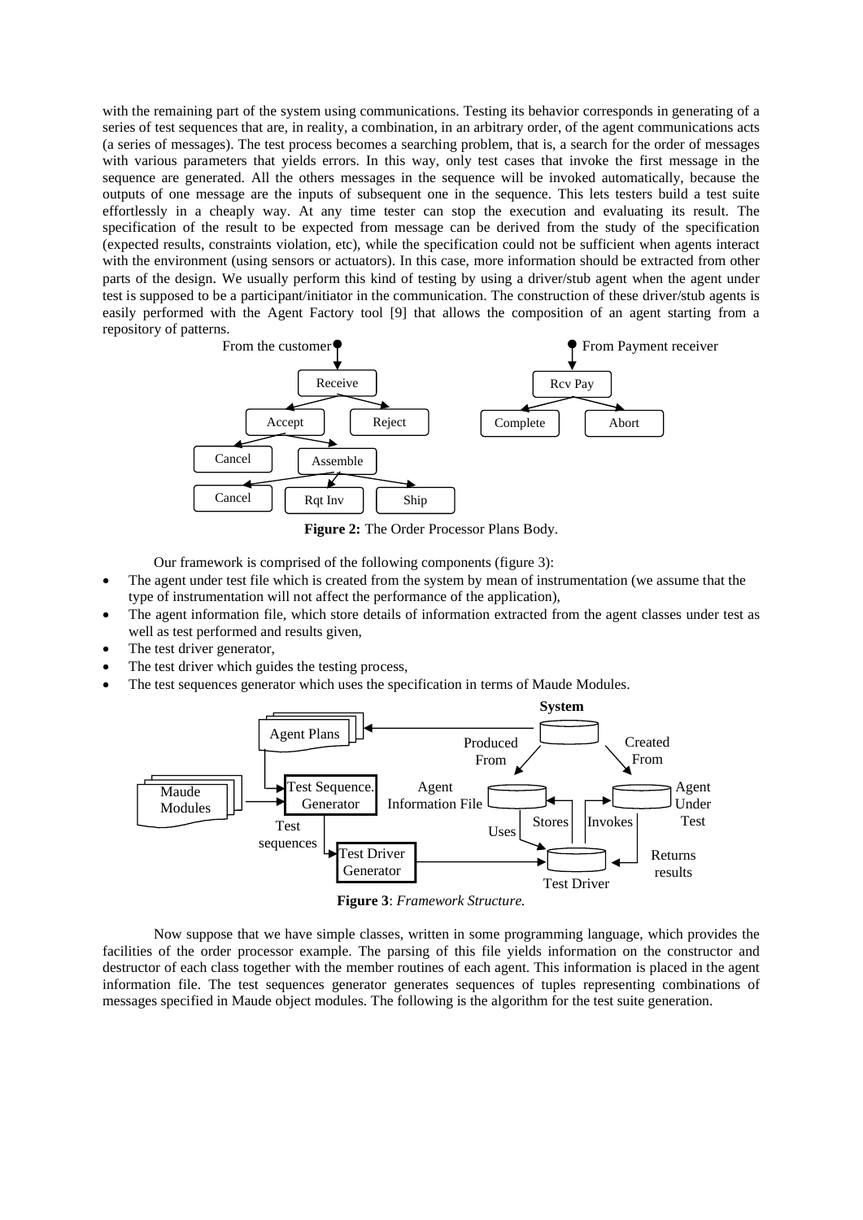with the remaining part of the system using communications. Testing its behavior corresponds in generating of a series of test sequences that are, in reality, a combination, in an arbitrary order, of the agent communications acts (a series of messages). The test process becomes a searching problem, that is, a search for the order of messages with various parameters that yields errors. In this way, only test cases that invoke the first message in the sequence are generated. All the others messages in the sequence will be invoked automatically, because the outputs of one message are the inputs of subsequent one in the sequence. This lets testers build a test suite effortlessly in a cheaply way. At any time tester can stop the execution and evaluating its result. The specification of the result to be expected from message can be derived from the study of the specification (expected results, constraints violation, etc), while the specification could not be sufficient when agents interact with the environment (using sensors or actuators). In this case, more information should be extracted from other parts of the design. We usually perform this kind of testing by using a driver/stub agent when the agent under test is supposed to be a participant/initiator in the communication. The construction of these driver/stub agents is easily performed with the Agent Factory tool [9] that allows the composition of an agent starting from a repository of patterns.

From the customer → Receive → Accept, Reject; Accept → Cancel, Assemble; Assemble → Cancel, Rqt Inv, Ship

From Payment receiver → Rcv Pay → Complete, Abort

**Figure 2:** The Order Processor Plans Body.

Our framework is comprised of the following components (figure 3):

- The agent under test file which is created from the system by mean of instrumentation (we assume that the type of instrumentation will not affect the performance of the application),
- The agent information file, which store details of information extracted from the agent classes under test as well as test performed and results given,
- The test driver generator,
- The test driver which guides the testing process,
- The test sequences generator which uses the specification in terms of Maude Modules.

System; Agent Plans; Maude Modules; Test Sequence. Generator; Test sequences; Test Driver Generator; Produced From; Created From; Agent Information File; Agent Under Test; Stores; Invokes; Uses; Test Driver; Returns results

**Figure 3**: *Framework Structure.*

Now suppose that we have simple classes, written in some programming language, which provides the facilities of the order processor example. The parsing of this file yields information on the constructor and destructor of each class together with the member routines of each agent. This information is placed in the agent information file. The test sequences generator generates sequences of tuples representing combinations of messages specified in Maude object modules. The following is the algorithm for the test suite generation.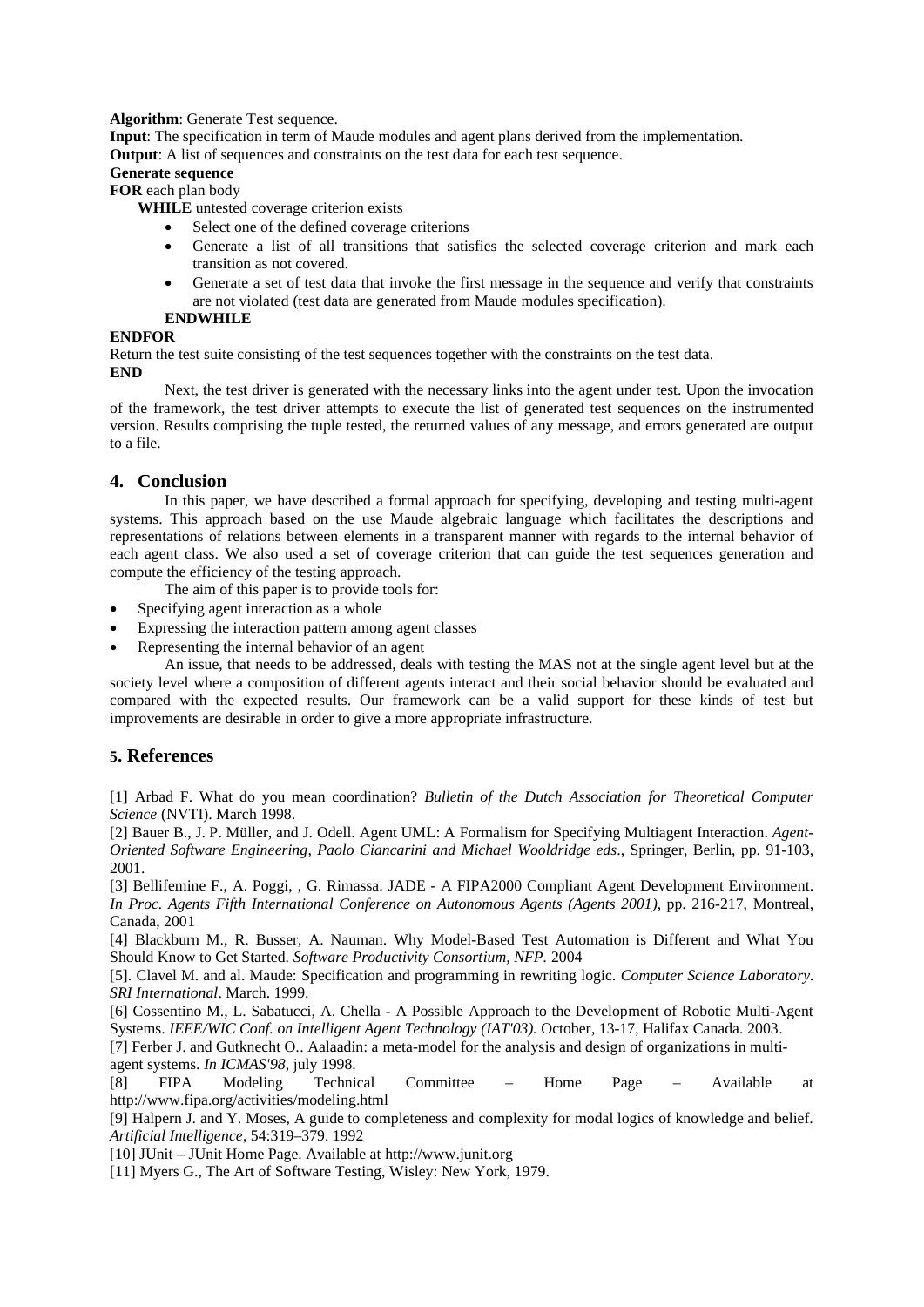**Algorithm**: Generate Test sequence.

**Input**: The specification in term of Maude modules and agent plans derived from the implementation.

**Output**: A list of sequences and constraints on the test data for each test sequence.

**Generate sequence**

**FOR** each plan body

**WHILE** untested coverage criterion exists

- Select one of the defined coverage criterions
- Generate a list of all transitions that satisfies the selected coverage criterion and mark each transition as not covered.
- Generate a set of test data that invoke the first message in the sequence and verify that constraints are not violated (test data are generated from Maude modules specification).

**ENDWHILE**

**ENDFOR**

Return the test suite consisting of the test sequences together with the constraints on the test data.

**END**

Next, the test driver is generated with the necessary links into the agent under test. Upon the invocation of the framework, the test driver attempts to execute the list of generated test sequences on the instrumented version. Results comprising the tuple tested, the returned values of any message, and errors generated are output to a file.

## 4. Conclusion

In this paper, we have described a formal approach for specifying, developing and testing multi-agent systems. This approach based on the use Maude algebraic language which facilitates the descriptions and representations of relations between elements in a transparent manner with regards to the internal behavior of each agent class. We also used a set of coverage criterion that can guide the test sequences generation and compute the efficiency of the testing approach.

The aim of this paper is to provide tools for:

- Specifying agent interaction as a whole
- Expressing the interaction pattern among agent classes
- Representing the internal behavior of an agent

An issue, that needs to be addressed, deals with testing the MAS not at the single agent level but at the society level where a composition of different agents interact and their social behavior should be evaluated and compared with the expected results. Our framework can be a valid support for these kinds of test but improvements are desirable in order to give a more appropriate infrastructure.

## 5. References

[1] Arbad F. What do you mean coordination? *Bulletin of the Dutch Association for Theoretical Computer Science* (NVTI). March 1998.

[2] Bauer B., J. P. Müller, and J. Odell. Agent UML: A Formalism for Specifying Multiagent Interaction. *Agent-Oriented Software Engineering, Paolo Ciancarini and Michael Wooldridge eds*., Springer, Berlin, pp. 91-103, 2001.

[3] Bellifemine F., A. Poggi, , G. Rimassa. JADE - A FIPA2000 Compliant Agent Development Environment. *In Proc. Agents Fifth International Conference on Autonomous Agents (Agents 2001),* pp. 216-217, Montreal, Canada, 2001

[4] Blackburn M., R. Busser, A. Nauman. Why Model-Based Test Automation is Different and What You Should Know to Get Started. *Software Productivity Consortium, NFP.* 2004

[5]. Clavel M. and al. Maude: Specification and programming in rewriting logic. *Computer Science Laboratory. SRI International*. March. 1999.

[6] Cossentino M., L. Sabatucci, A. Chella - A Possible Approach to the Development of Robotic Multi-Agent Systems. *IEEE/WIC Conf. on Intelligent Agent Technology (IAT'03).* October, 13-17, Halifax Canada. 2003.

[7] Ferber J. and Gutknecht O.. Aalaadin: a meta-model for the analysis and design of organizations in multi-agent systems. *In ICMAS'98*, july 1998.

[8] FIPA Modeling Technical Committee – Home Page – Available at http://www.fipa.org/activities/modeling.html

[9] Halpern J. and Y. Moses, A guide to completeness and complexity for modal logics of knowledge and belief. *Artificial Intelligence*, 54:319–379. 1992

[10] JUnit – JUnit Home Page. Available at http://www.junit.org

[11] Myers G., The Art of Software Testing, Wisley: New York, 1979.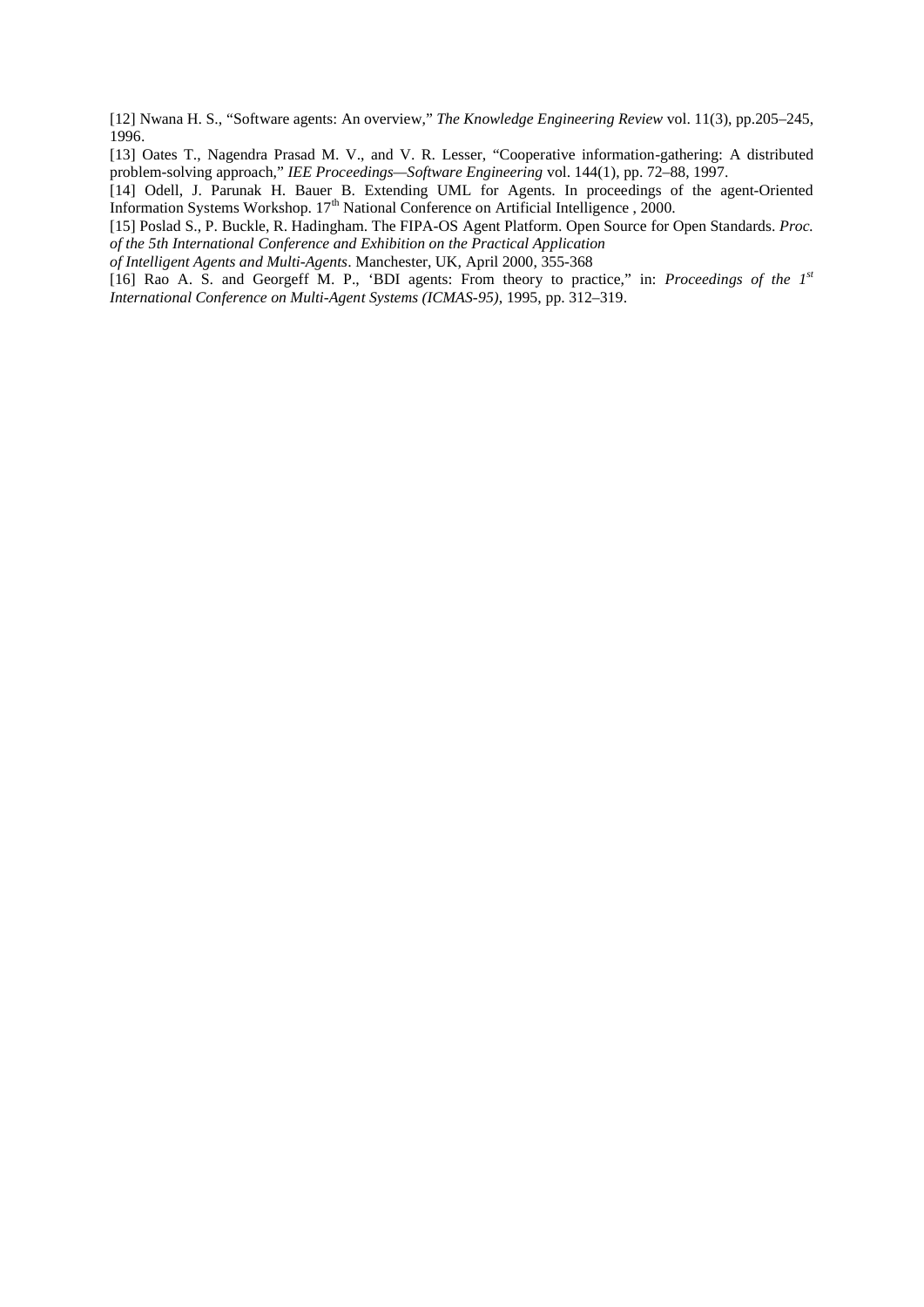[12] Nwana H. S., "Software agents: An overview," *The Knowledge Engineering Review* vol. 11(3), pp.205–245, 1996.

[13] Oates T., Nagendra Prasad M. V., and V. R. Lesser, "Cooperative information-gathering: A distributed problem-solving approach," *IEE Proceedings—Software Engineering* vol. 144(1), pp. 72–88, 1997.

[14] Odell, J. Parunak H. Bauer B. Extending UML for Agents. In proceedings of the agent-Oriented Information Systems Workshop. 17th National Conference on Artificial Intelligence , 2000.

[15] Poslad S., P. Buckle, R. Hadingham. The FIPA-OS Agent Platform. Open Source for Open Standards. *Proc. of the 5th International Conference and Exhibition on the Practical Application of Intelligent Agents and Multi-Agents*. Manchester, UK, April 2000, 355-368

[16] Rao A. S. and Georgeff M. P., 'BDI agents: From theory to practice," in: *Proceedings of the 1st International Conference on Multi-Agent Systems (ICMAS-95)*, 1995, pp. 312–319.